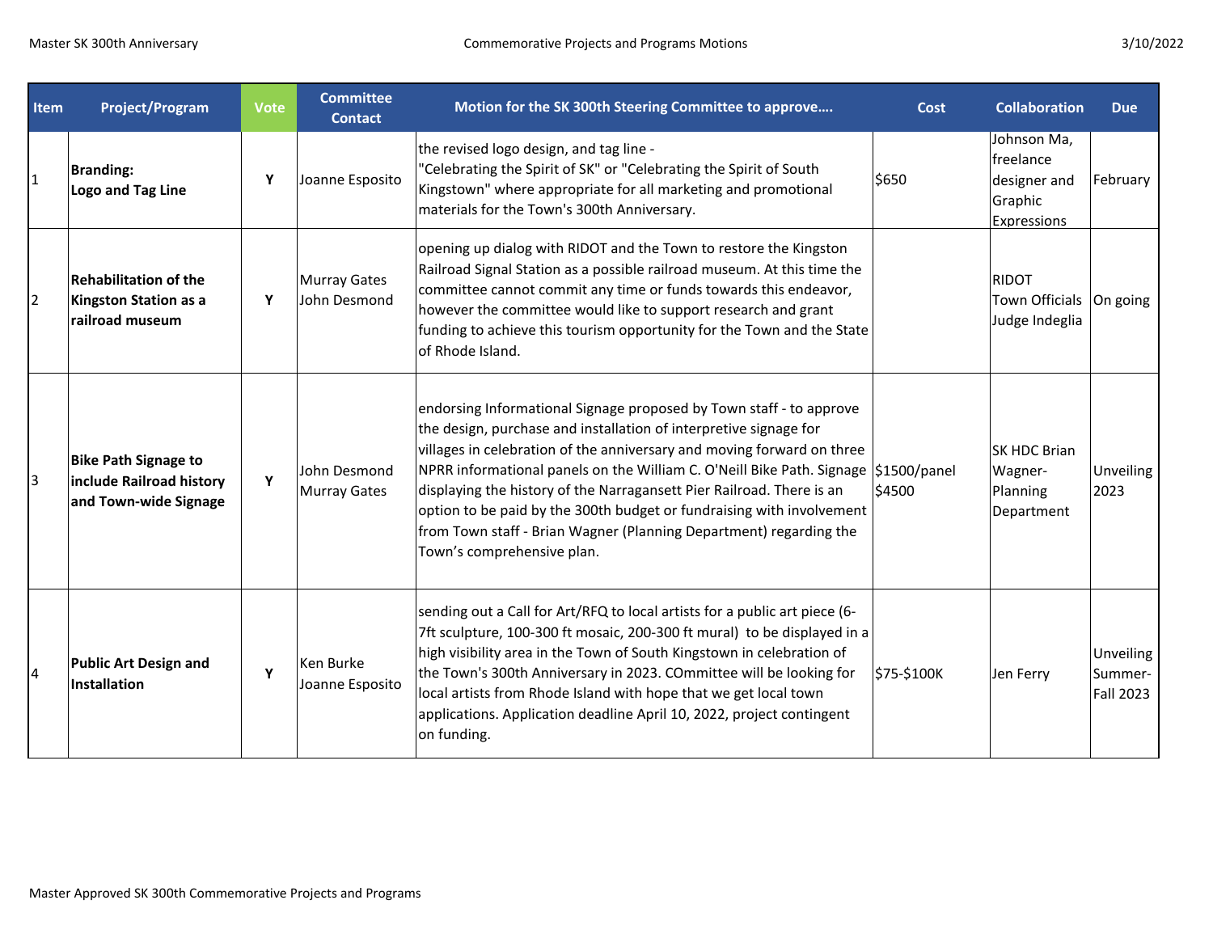| Item | Project/Program | Vote | Committee Contact | Motion for the SK 300th Steering Committee to approve.... | Cost | Collaboration | Due |
|---|---|---|---|---|---|---|---|
| 1 | **Branding: Logo and Tag Line** | **Y** | Joanne Esposito | the revised logo design, and tag line - "Celebrating the Spirit of SK" or "Celebrating the Spirit of South Kingstown" where appropriate for all marketing and promotional materials for the Town's 300th Anniversary. | $650 | Johnson Ma, freelance designer and Graphic Expressions | February |
| 2 | **Rehabilitation of the Kingston Station as a railroad museum** | **Y** | Murray Gates John Desmond | opening up dialog with RIDOT and the Town to restore the Kingston Railroad Signal Station as a possible railroad museum. At this time the committee cannot commit any time or funds towards this endeavor, however the committee would like to support research and grant funding to achieve this tourism opportunity for the Town and the State of Rhode Island. | | RIDOT Town Officials Judge Indeglia | On going |
| 3 | **Bike Path Signage to include Railroad history and Town-wide Signage** | **Y** | John Desmond Murray Gates | endorsing Informational Signage proposed by Town staff - to approve the design, purchase and installation of interpretive signage for villages in celebration of the anniversary and moving forward on three NPRR informational panels on the William C. O'Neill Bike Path. Signage displaying the history of the Narragansett Pier Railroad. There is an option to be paid by the 300th budget or fundraising with involvement from Town staff - Brian Wagner (Planning Department) regarding the Town's comprehensive plan. | $1500/panel $4500 | SK HDC Brian Wagner- Planning Department | Unveiling 2023 |
| 4 | **Public Art Design and Installation** | **Y** | Ken Burke Joanne Esposito | sending out a Call for Art/RFQ to local artists for a public art piece (6-7ft sculpture, 100-300 ft mosaic, 200-300 ft mural) to be displayed in a high visibility area in the Town of South Kingstown in celebration of the Town's 300th Anniversary in 2023. COmmittee will be looking for local artists from Rhode Island with hope that we get local town applications. Application deadline April 10, 2022, project contingent on funding. | $75-$100K | Jen Ferry | Unveiling Summer-Fall 2023 |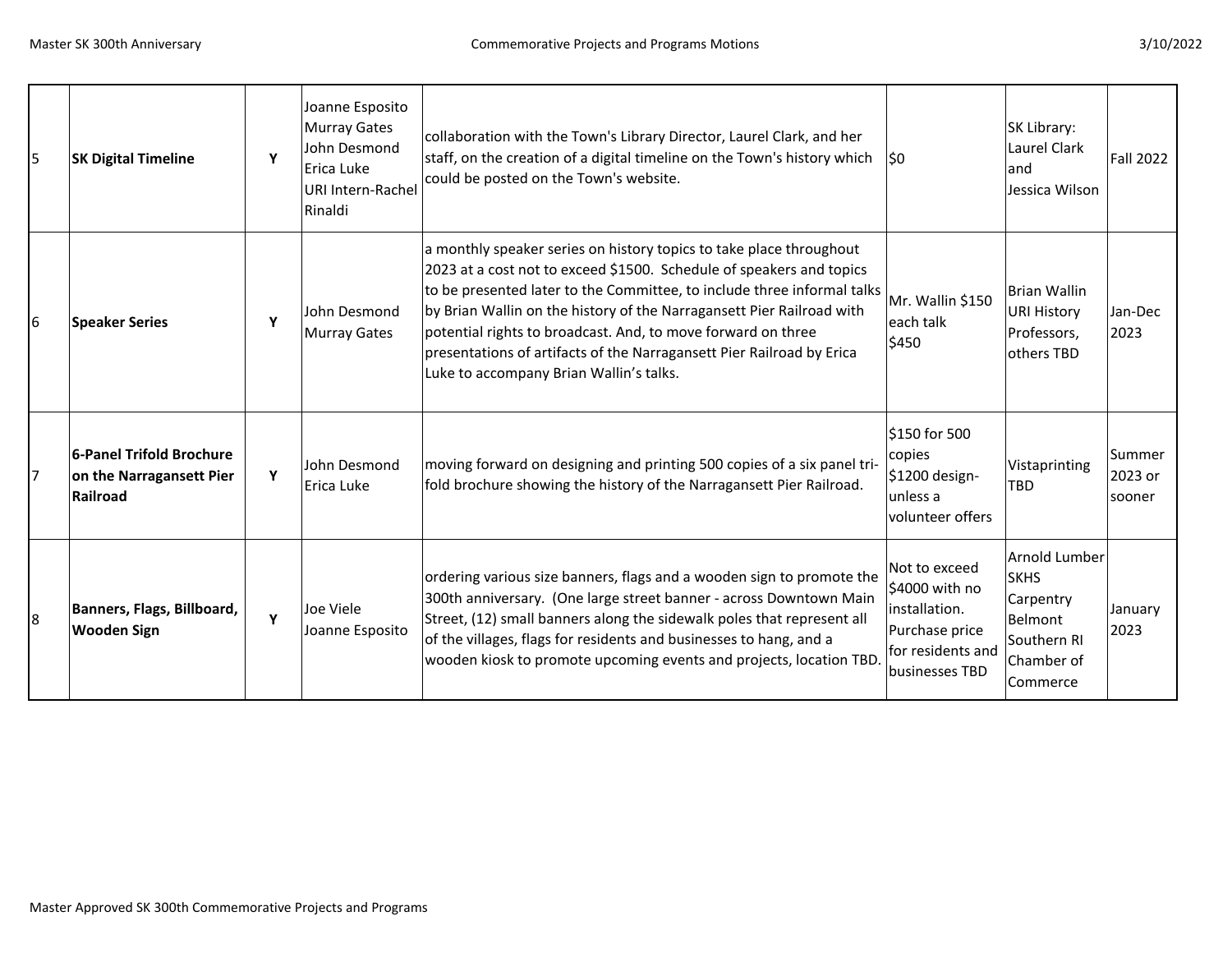| 5 | **SK Digital Timeline** | **Y** | Joanne Esposito<br>Murray Gates<br>John Desmond<br>Erica Luke<br>URI Intern-Rachel Rinaldi | collaboration with the Town's Library Director, Laurel Clark, and her staff, on the creation of a digital timeline on the Town's history which could be posted on the Town's website. | $0 | SK Library: Laurel Clark and Jessica Wilson | Fall 2022 |
|---|---|---|---|---|---|---|---|
| 6 | **Speaker Series** | **Y** | John Desmond<br>Murray Gates | a monthly speaker series on history topics to take place throughout 2023 at a cost not to exceed $1500. Schedule of speakers and topics to be presented later to the Committee, to include three informal talks by Brian Wallin on the history of the Narragansett Pier Railroad with potential rights to broadcast. And, to move forward on three presentations of artifacts of the Narragansett Pier Railroad by Erica Luke to accompany Brian Wallin's talks. | Mr. Wallin $150 each talk<br>$450 | Brian Wallin<br>URI History Professors, others TBD | Jan-Dec 2023 |
| 7 | **6-Panel Trifold Brochure on the Narragansett Pier Railroad** | **Y** | John Desmond<br>Erica Luke | moving forward on designing and printing 500 copies of a six panel tri-fold brochure showing the history of the Narragansett Pier Railroad. | $150 for 500 copies<br>$1200 design-unless a volunteer offers | Vistaprinting<br>TBD | Summer 2023 or sooner |
| 8 | **Banners, Flags, Billboard, Wooden Sign** | **Y** | Joe Viele<br>Joanne Esposito | ordering various size banners, flags and a wooden sign to promote the 300th anniversary. (One large street banner - across Downtown Main Street, (12) small banners along the sidewalk poles that represent all of the villages, flags for residents and businesses to hang, and a wooden kiosk to promote upcoming events and projects, location TBD. | Not to exceed $4000 with no installation. Purchase price for residents and businesses TBD | Arnold Lumber<br>SKHS Carpentry<br>Belmont<br>Southern RI Chamber of Commerce | January 2023 |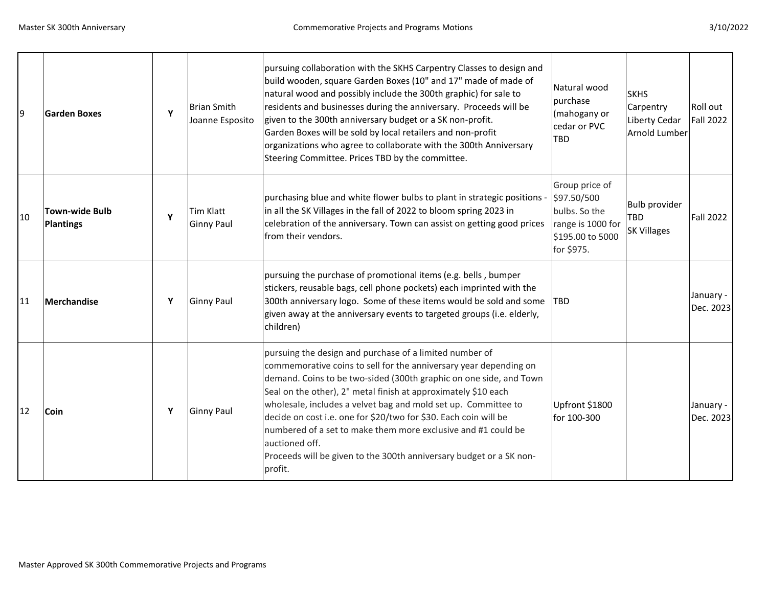| | | | | | | | |
|---|---|---|---|---|---|---|---|
| 9 | **Garden Boxes** | **Y** | Brian Smith<br>Joanne Esposito | pursuing collaboration with the SKHS Carpentry Classes to design and build wooden, square Garden Boxes (10" and 17" made of made of natural wood and possibly include the 300th graphic) for sale to residents and businesses during the anniversary. Proceeds will be given to the 300th anniversary budget or a SK non-profit.<br>Garden Boxes will be sold by local retailers and non-profit organizations who agree to collaborate with the 300th Anniversary Steering Committee. Prices TBD by the committee. | Natural wood purchase (mahogany or cedar or PVC TBD | SKHS Carpentry<br>Liberty Cedar<br>Arnold Lumber | Roll out Fall 2022 |
| 10 | **Town-wide Bulb Plantings** | **Y** | Tim Klatt<br>Ginny Paul | purchasing blue and white flower bulbs to plant in strategic positions - in all the SK Villages in the fall of 2022 to bloom spring 2023 in celebration of the anniversary. Town can assist on getting good prices from their vendors. | Group price of $97.50/500 bulbs. So the range is 1000 for $195.00 to 5000 for $975. | Bulb provider TBD<br>SK Villages | Fall 2022 |
| 11 | **Merchandise** | **Y** | Ginny Paul | pursuing the purchase of promotional items (e.g. bells , bumper stickers, reusable bags, cell phone pockets) each imprinted with the 300th anniversary logo. Some of these items would be sold and some given away at the anniversary events to targeted groups (i.e. elderly, children) | TBD | | January - Dec. 2023 |
| 12 | **Coin** | **Y** | Ginny Paul | pursuing the design and purchase of a limited number of commemorative coins to sell for the anniversary year depending on demand. Coins to be two-sided (300th graphic on one side, and Town Seal on the other), 2" metal finish at approximately $10 each wholesale, includes a velvet bag and mold set up. Committee to decide on cost i.e. one for $20/two for $30. Each coin will be numbered of a set to make them more exclusive and #1 could be auctioned off.<br>Proceeds will be given to the 300th anniversary budget or a SK non-profit. | Upfront $1800 for 100-300 | | January - Dec. 2023 |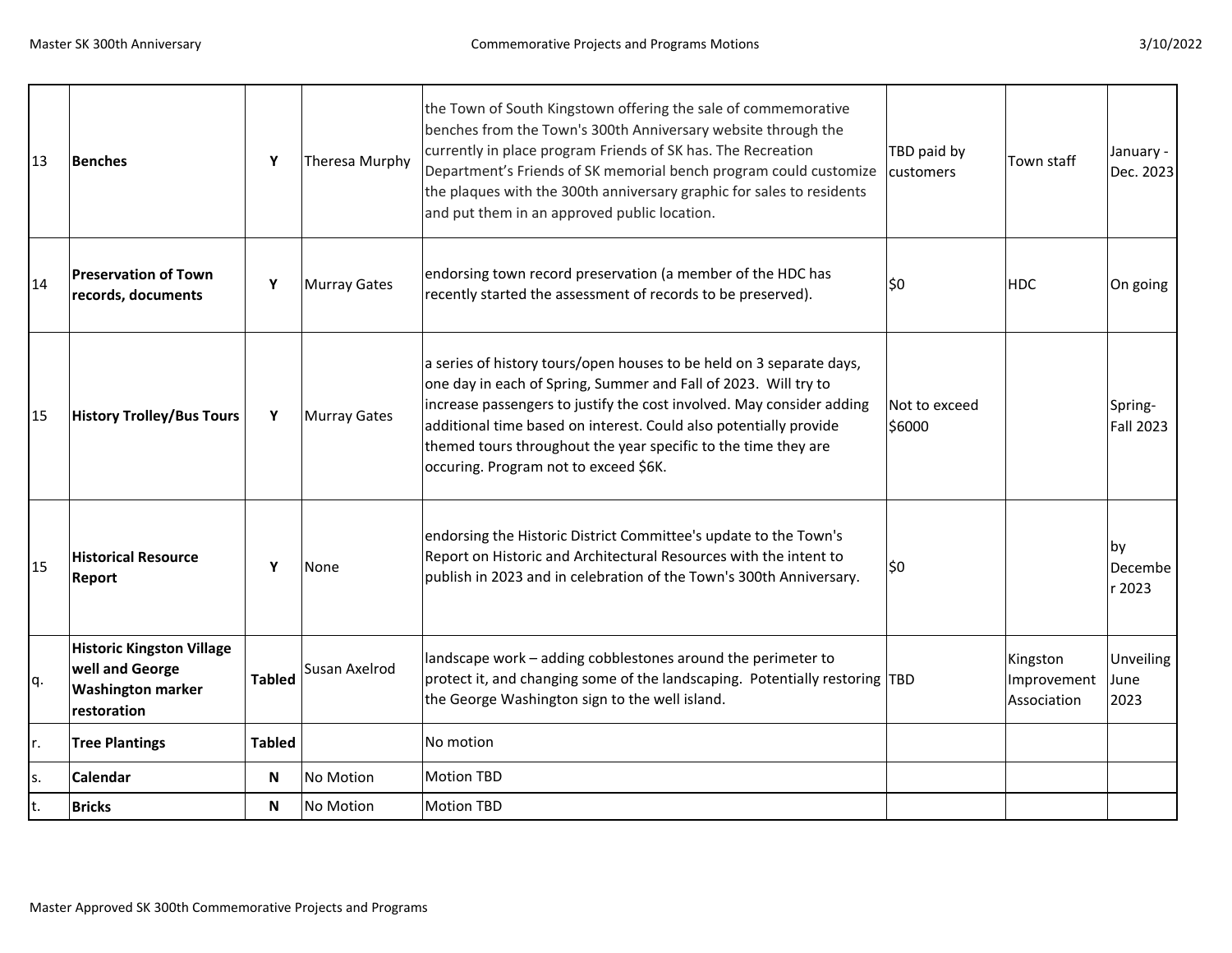| | | | | | | | |
|---|---|---|---|---|---|---|---|
| 13 | **Benches** | **Y** | Theresa Murphy | the Town of South Kingstown offering the sale of commemorative benches from the Town's 300th Anniversary website through the currently in place program Friends of SK has. The Recreation Department's Friends of SK memorial bench program could customize the plaques with the 300th anniversary graphic for sales to residents and put them in an approved public location. | TBD paid by customers | Town staff | January - Dec. 2023 |
| 14 | **Preservation of Town records, documents** | **Y** | Murray Gates | endorsing town record preservation (a member of the HDC has recently started the assessment of records to be preserved). | $0 | HDC | On going |
| 15 | **History Trolley/Bus Tours** | **Y** | Murray Gates | a series of history tours/open houses to be held on 3 separate days, one day in each of Spring, Summer and Fall of 2023. Will try to increase passengers to justify the cost involved. May consider adding additional time based on interest. Could also potentially provide themed tours throughout the year specific to the time they are occuring. Program not to exceed $6K. | Not to exceed $6000 | | Spring-Fall 2023 |
| 15 | **Historical Resource Report** | **Y** | None | endorsing the Historic District Committee's update to the Town's Report on Historic and Architectural Resources with the intent to publish in 2023 and in celebration of the Town's 300th Anniversary. | $0 | | by December 2023 |
| q. | **Historic Kingston Village well and George Washington marker restoration** | **Tabled** | Susan Axelrod | landscape work – adding cobblestones around the perimeter to protect it, and changing some of the landscaping. Potentially restoring the George Washington sign to the well island. | TBD | Kingston Improvement Association | Unveiling June 2023 |
| r. | **Tree Plantings** | **Tabled** | | No motion | | | |
| s. | **Calendar** | **N** | No Motion | Motion TBD | | | |
| t. | **Bricks** | **N** | No Motion | Motion TBD | | | |